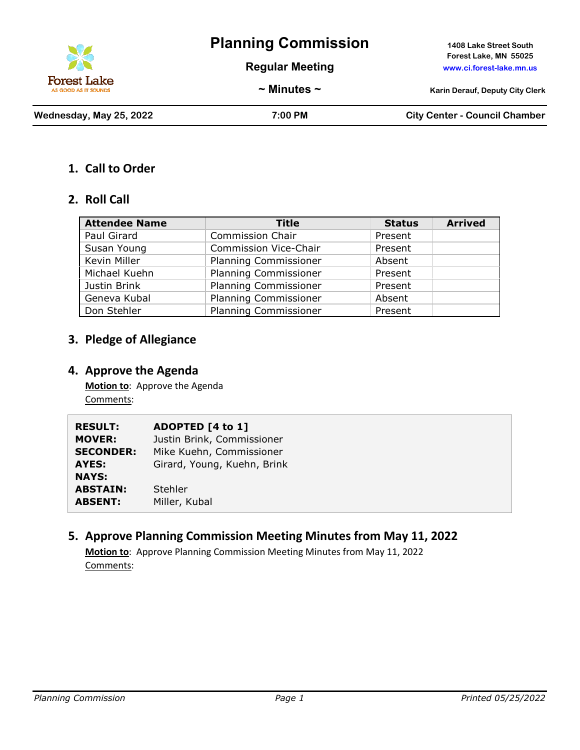# Planning Commission

**Regular Meeting**

**~ Minutes ~**

**1408 Lake Street South**
**Forest Lake, MN 55025**
**www.ci.forest-lake.mn.us**

**Karin Derauf, Deputy City Clerk**

| Wednesday, May 25, 2022 | 7:00 PM | City Center - Council Chamber |
|---|---|---|

## 1. Call to Order

## 2. Roll Call

| Attendee Name | Title | Status | Arrived |
|---|---|---|---|
| Paul Girard | Commission Chair | Present | |
| Susan Young | Commission Vice-Chair | Present | |
| Kevin Miller | Planning Commissioner | Absent | |
| Michael Kuehn | Planning Commissioner | Present | |
| Justin Brink | Planning Commissioner | Present | |
| Geneva Kubal | Planning Commissioner | Absent | |
| Don Stehler | Planning Commissioner | Present | |

## 3. Pledge of Allegiance

## 4. Approve the Agenda

**Motion to**: Approve the Agenda

Comments:

| | |
|---|---|
| **RESULT:** | **ADOPTED [4 to 1]** |
| **MOVER:** | Justin Brink, Commissioner |
| **SECONDER:** | Mike Kuehn, Commissioner |
| **AYES:** | Girard, Young, Kuehn, Brink |
| **NAYS:** | |
| **ABSTAIN:** | Stehler |
| **ABSENT:** | Miller, Kubal |

## 5. Approve Planning Commission Meeting Minutes from May 11, 2022

**Motion to**: Approve Planning Commission Meeting Minutes from May 11, 2022

Comments: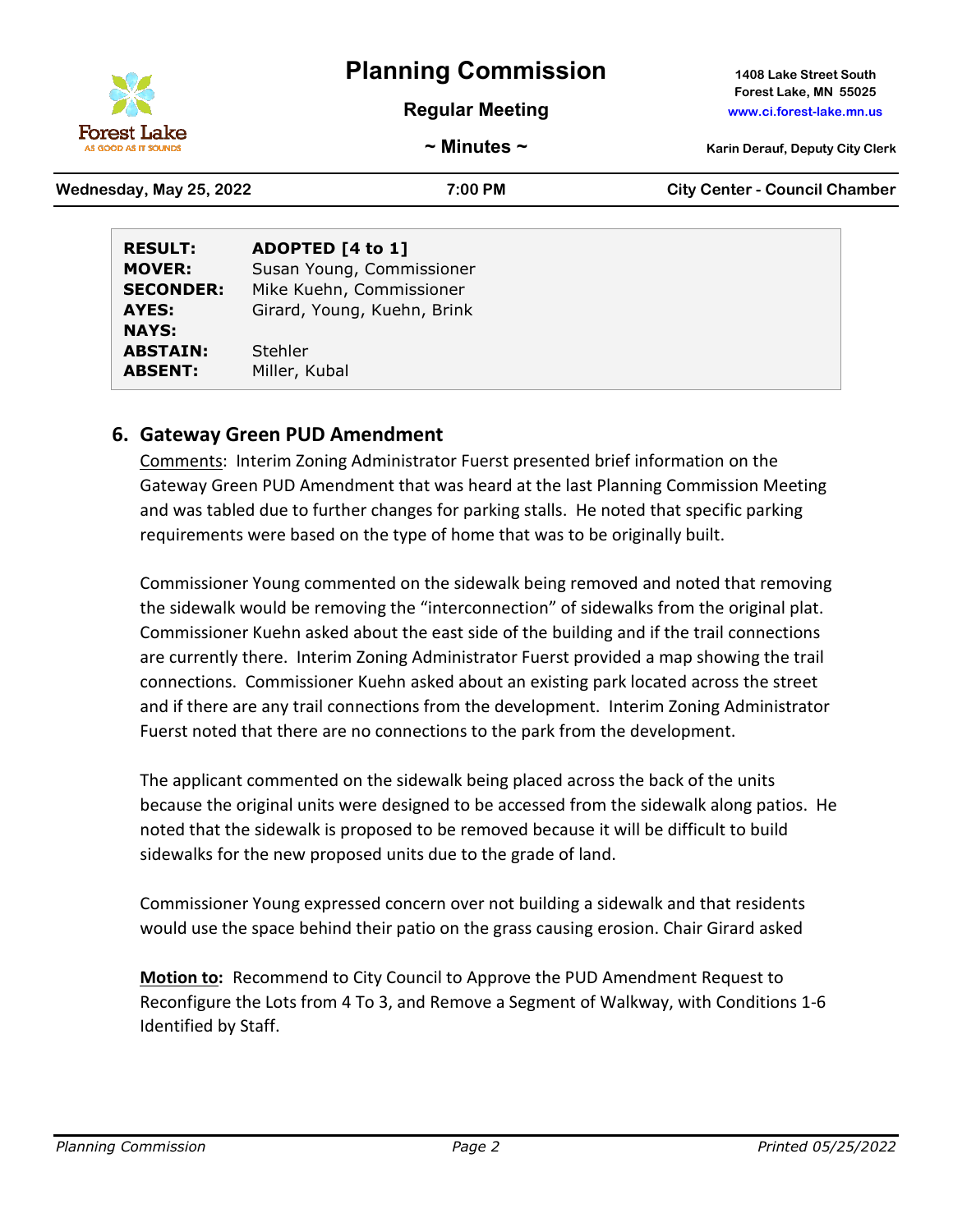| | |
|---|---|
| **RESULT:** | **ADOPTED [4 to 1]** |
| **MOVER:** | Susan Young, Commissioner |
| **SECONDER:** | Mike Kuehn, Commissioner |
| **AYES:** | Girard, Young, Kuehn, Brink |
| **NAYS:** | |
| **ABSTAIN:** | Stehler |
| **ABSENT:** | Miller, Kubal |

## 6. Gateway Green PUD Amendment

Comments: Interim Zoning Administrator Fuerst presented brief information on the Gateway Green PUD Amendment that was heard at the last Planning Commission Meeting and was tabled due to further changes for parking stalls. He noted that specific parking requirements were based on the type of home that was to be originally built.

Commissioner Young commented on the sidewalk being removed and noted that removing the sidewalk would be removing the "interconnection" of sidewalks from the original plat. Commissioner Kuehn asked about the east side of the building and if the trail connections are currently there. Interim Zoning Administrator Fuerst provided a map showing the trail connections. Commissioner Kuehn asked about an existing park located across the street and if there are any trail connections from the development. Interim Zoning Administrator Fuerst noted that there are no connections to the park from the development.

The applicant commented on the sidewalk being placed across the back of the units because the original units were designed to be accessed from the sidewalk along patios. He noted that the sidewalk is proposed to be removed because it will be difficult to build sidewalks for the new proposed units due to the grade of land.

Commissioner Young expressed concern over not building a sidewalk and that residents would use the space behind their patio on the grass causing erosion. Chair Girard asked

**Motion to:** Recommend to City Council to Approve the PUD Amendment Request to Reconfigure the Lots from 4 To 3, and Remove a Segment of Walkway, with Conditions 1-6 Identified by Staff.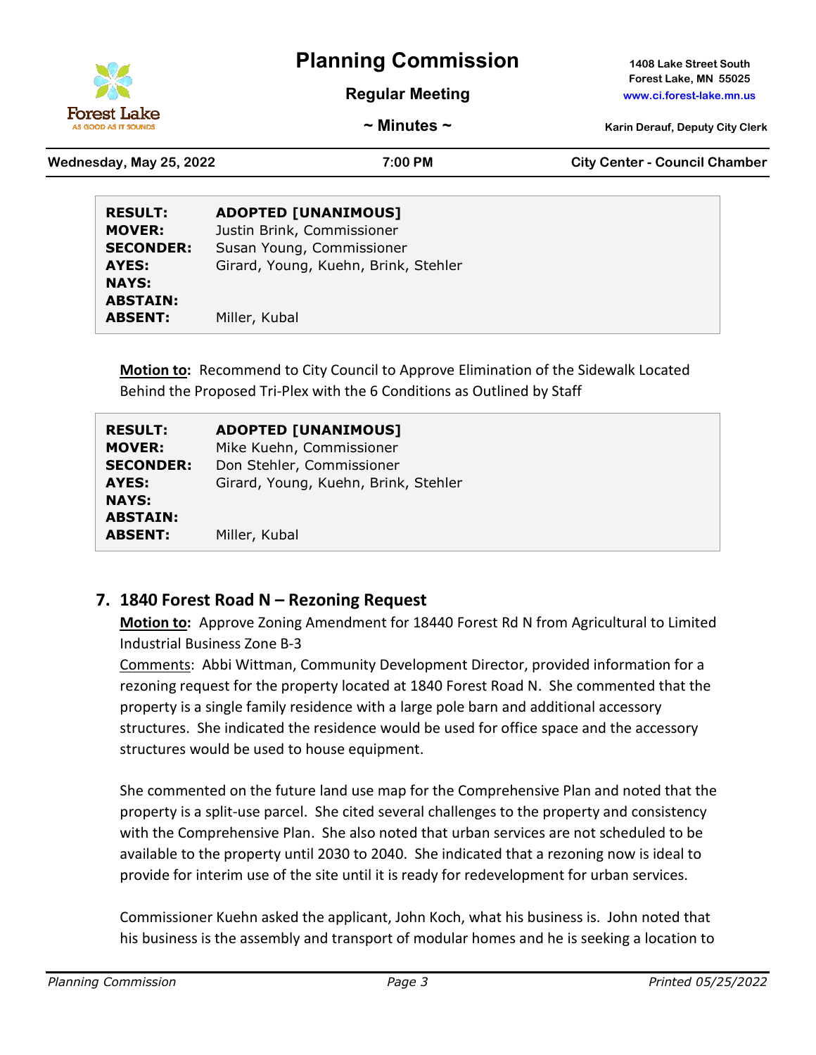| RESULT: | ADOPTED [UNANIMOUS] |
|---|---|
| MOVER: | Justin Brink, Commissioner |
| SECONDER: | Susan Young, Commissioner |
| AYES: | Girard, Young, Kuehn, Brink, Stehler |
| NAYS: | |
| ABSTAIN: | |
| ABSENT: | Miller, Kubal |

**Motion to:** Recommend to City Council to Approve Elimination of the Sidewalk Located Behind the Proposed Tri-Plex with the 6 Conditions as Outlined by Staff

| RESULT: | ADOPTED [UNANIMOUS] |
|---|---|
| MOVER: | Mike Kuehn, Commissioner |
| SECONDER: | Don Stehler, Commissioner |
| AYES: | Girard, Young, Kuehn, Brink, Stehler |
| NAYS: | |
| ABSTAIN: | |
| ABSENT: | Miller, Kubal |

## 7. 1840 Forest Road N – Rezoning Request

**Motion to:** Approve Zoning Amendment for 18440 Forest Rd N from Agricultural to Limited Industrial Business Zone B-3

Comments: Abbi Wittman, Community Development Director, provided information for a rezoning request for the property located at 1840 Forest Road N. She commented that the property is a single family residence with a large pole barn and additional accessory structures. She indicated the residence would be used for office space and the accessory structures would be used to house equipment.

She commented on the future land use map for the Comprehensive Plan and noted that the property is a split-use parcel. She cited several challenges to the property and consistency with the Comprehensive Plan. She also noted that urban services are not scheduled to be available to the property until 2030 to 2040. She indicated that a rezoning now is ideal to provide for interim use of the site until it is ready for redevelopment for urban services.

Commissioner Kuehn asked the applicant, John Koch, what his business is. John noted that his business is the assembly and transport of modular homes and he is seeking a location to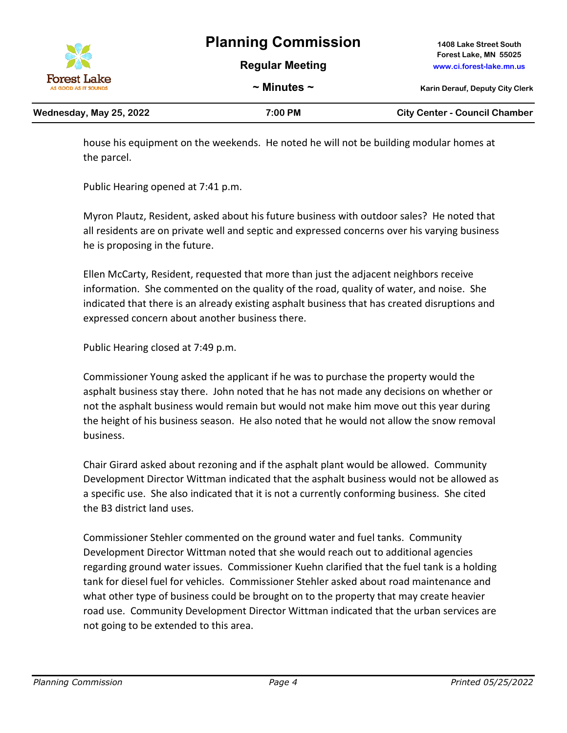house his equipment on the weekends. He noted he will not be building modular homes at the parcel.

Public Hearing opened at 7:41 p.m.

Myron Plautz, Resident, asked about his future business with outdoor sales? He noted that all residents are on private well and septic and expressed concerns over his varying business he is proposing in the future.

Ellen McCarty, Resident, requested that more than just the adjacent neighbors receive information. She commented on the quality of the road, quality of water, and noise. She indicated that there is an already existing asphalt business that has created disruptions and expressed concern about another business there.

Public Hearing closed at 7:49 p.m.

Commissioner Young asked the applicant if he was to purchase the property would the asphalt business stay there. John noted that he has not made any decisions on whether or not the asphalt business would remain but would not make him move out this year during the height of his business season. He also noted that he would not allow the snow removal business.

Chair Girard asked about rezoning and if the asphalt plant would be allowed. Community Development Director Wittman indicated that the asphalt business would not be allowed as a specific use. She also indicated that it is not a currently conforming business. She cited the B3 district land uses.

Commissioner Stehler commented on the ground water and fuel tanks. Community Development Director Wittman noted that she would reach out to additional agencies regarding ground water issues. Commissioner Kuehn clarified that the fuel tank is a holding tank for diesel fuel for vehicles. Commissioner Stehler asked about road maintenance and what other type of business could be brought on to the property that may create heavier road use. Community Development Director Wittman indicated that the urban services are not going to be extended to this area.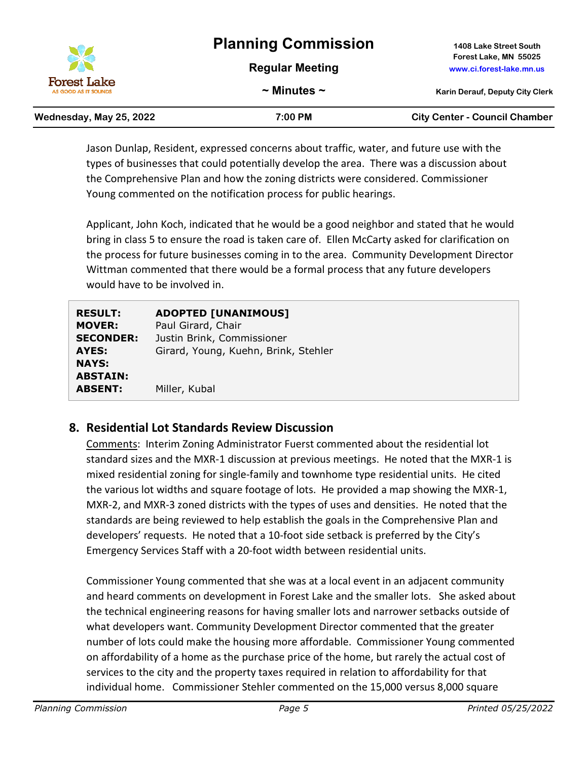Jason Dunlap, Resident, expressed concerns about traffic, water, and future use with the types of businesses that could potentially develop the area. There was a discussion about the Comprehensive Plan and how the zoning districts were considered. Commissioner Young commented on the notification process for public hearings.

Applicant, John Koch, indicated that he would be a good neighbor and stated that he would bring in class 5 to ensure the road is taken care of. Ellen McCarty asked for clarification on the process for future businesses coming in to the area. Community Development Director Wittman commented that there would be a formal process that any future developers would have to be involved in.

| | |
|---|---|
| **RESULT:** | **ADOPTED [UNANIMOUS]** |
| **MOVER:** | Paul Girard, Chair |
| **SECONDER:** | Justin Brink, Commissioner |
| **AYES:** | Girard, Young, Kuehn, Brink, Stehler |
| **NAYS:** | |
| **ABSTAIN:** | |
| **ABSENT:** | Miller, Kubal |

## 8. Residential Lot Standards Review Discussion

Comments: Interim Zoning Administrator Fuerst commented about the residential lot standard sizes and the MXR-1 discussion at previous meetings. He noted that the MXR-1 is mixed residential zoning for single-family and townhome type residential units. He cited the various lot widths and square footage of lots. He provided a map showing the MXR-1, MXR-2, and MXR-3 zoned districts with the types of uses and densities. He noted that the standards are being reviewed to help establish the goals in the Comprehensive Plan and developers' requests. He noted that a 10-foot side setback is preferred by the City's Emergency Services Staff with a 20-foot width between residential units.

Commissioner Young commented that she was at a local event in an adjacent community and heard comments on development in Forest Lake and the smaller lots. She asked about the technical engineering reasons for having smaller lots and narrower setbacks outside of what developers want. Community Development Director commented that the greater number of lots could make the housing more affordable. Commissioner Young commented on affordability of a home as the purchase price of the home, but rarely the actual cost of services to the city and the property taxes required in relation to affordability for that individual home. Commissioner Stehler commented on the 15,000 versus 8,000 square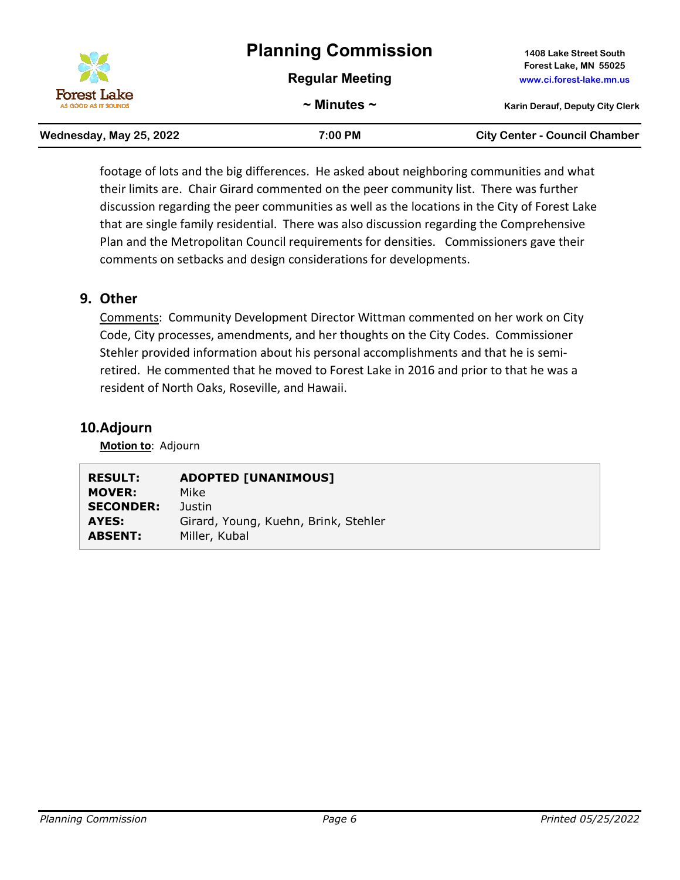footage of lots and the big differences. He asked about neighboring communities and what their limits are. Chair Girard commented on the peer community list. There was further discussion regarding the peer communities as well as the locations in the City of Forest Lake that are single family residential. There was also discussion regarding the Comprehensive Plan and the Metropolitan Council requirements for densities. Commissioners gave their comments on setbacks and design considerations for developments.

## 9. Other

Comments: Community Development Director Wittman commented on her work on City Code, City processes, amendments, and her thoughts on the City Codes. Commissioner Stehler provided information about his personal accomplishments and that he is semi-retired. He commented that he moved to Forest Lake in 2016 and prior to that he was a resident of North Oaks, Roseville, and Hawaii.

## 10. Adjourn

**Motion to**: Adjourn

| | |
|---|---|
| **RESULT:** | **ADOPTED [UNANIMOUS]** |
| **MOVER:** | Mike |
| **SECONDER:** | Justin |
| **AYES:** | Girard, Young, Kuehn, Brink, Stehler |
| **ABSENT:** | Miller, Kubal |